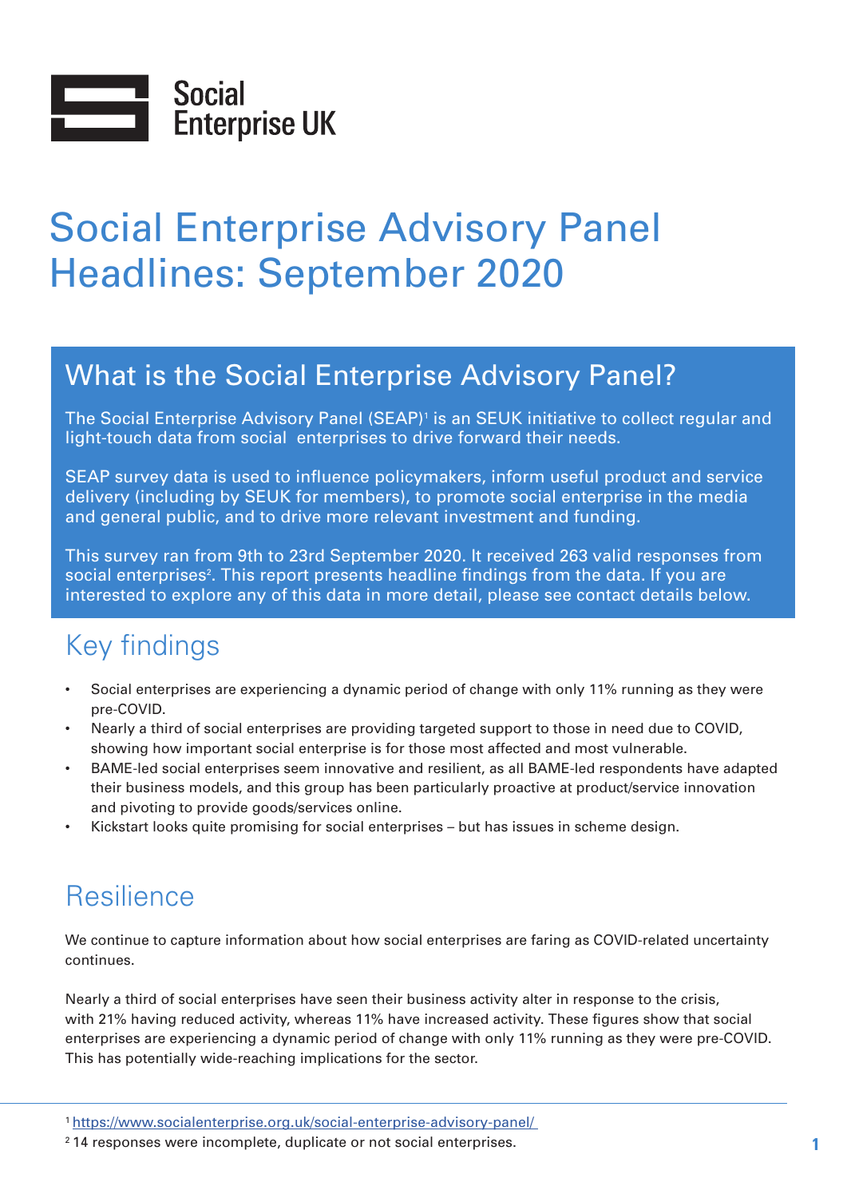Social Enterprise UK

# Social Enterprise Advisory Panel Headlines: September 2020

## What is the Social Enterprise Advisory Panel?

The Social Enterprise Advisory Panel (SEAP)[1] is an SEUK initiative to collect regular and light-touch data from social enterprises to drive forward their needs.

SEAP survey data is used to influence policymakers, inform useful product and service delivery (including by SEUK for members), to promote social enterprise in the media and general public, and to drive more relevant investment and funding.

This survey ran from 9th to 23rd September 2020. It received 263 valid responses from social enterprises[2]. This report presents headline findings from the data. If you are interested to explore any of this data in more detail, please see contact details below.

## Key findings

- Social enterprises are experiencing a dynamic period of change with only 11% running as they were pre-COVID.
- Nearly a third of social enterprises are providing targeted support to those in need due to COVID, showing how important social enterprise is for those most affected and most vulnerable.
- BAME-led social enterprises seem innovative and resilient, as all BAME-led respondents have adapted their business models, and this group has been particularly proactive at product/service innovation and pivoting to provide goods/services online.
- Kickstart looks quite promising for social enterprises – but has issues in scheme design.

## Resilience

We continue to capture information about how social enterprises are faring as COVID-related uncertainty continues.

Nearly a third of social enterprises have seen their business activity alter in response to the crisis, with 21% having reduced activity, whereas 11% have increased activity. These figures show that social enterprises are experiencing a dynamic period of change with only 11% running as they were pre-COVID. This has potentially wide-reaching implications for the sector.

---

[1] https://www.socialenterprise.org.uk/social-enterprise-advisory-panel/

[2] 14 responses were incomplete, duplicate or not social enterprises.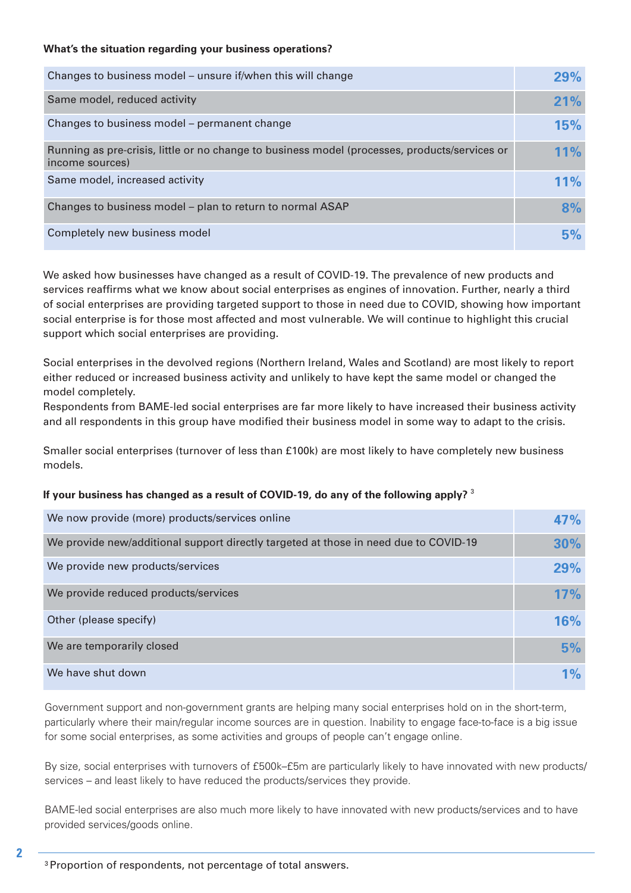**What's the situation regarding your business operations?**

| | |
|---|---|
| Changes to business model – unsure if/when this will change | 29% |
| Same model, reduced activity | 21% |
| Changes to business model – permanent change | 15% |
| Running as pre-crisis, little or no change to business model (processes, products/services or income sources) | 11% |
| Same model, increased activity | 11% |
| Changes to business model – plan to return to normal ASAP | 8% |
| Completely new business model | 5% |

We asked how businesses have changed as a result of COVID-19. The prevalence of new products and services reaffirms what we know about social enterprises as engines of innovation. Further, nearly a third of social enterprises are providing targeted support to those in need due to COVID, showing how important social enterprise is for those most affected and most vulnerable. We will continue to highlight this crucial support which social enterprises are providing.

Social enterprises in the devolved regions (Northern Ireland, Wales and Scotland) are most likely to report either reduced or increased business activity and unlikely to have kept the same model or changed the model completely.
Respondents from BAME-led social enterprises are far more likely to have increased their business activity and all respondents in this group have modified their business model in some way to adapt to the crisis.

Smaller social enterprises (turnover of less than £100k) are most likely to have completely new business models.

**If your business has changed as a result of COVID-19, do any of the following apply?** [3]

| | |
|---|---|
| We now provide (more) products/services online | 47% |
| We provide new/additional support directly targeted at those in need due to COVID-19 | 30% |
| We provide new products/services | 29% |
| We provide reduced products/services | 17% |
| Other (please specify) | 16% |
| We are temporarily closed | 5% |
| We have shut down | 1% |

Government support and non-government grants are helping many social enterprises hold on in the short-term, particularly where their main/regular income sources are in question. Inability to engage face-to-face is a big issue for some social enterprises, as some activities and groups of people can't engage online.

By size, social enterprises with turnovers of £500k–£5m are particularly likely to have innovated with new products/services – and least likely to have reduced the products/services they provide.

BAME-led social enterprises are also much more likely to have innovated with new products/services and to have provided services/goods online.

[3] Proportion of respondents, not percentage of total answers.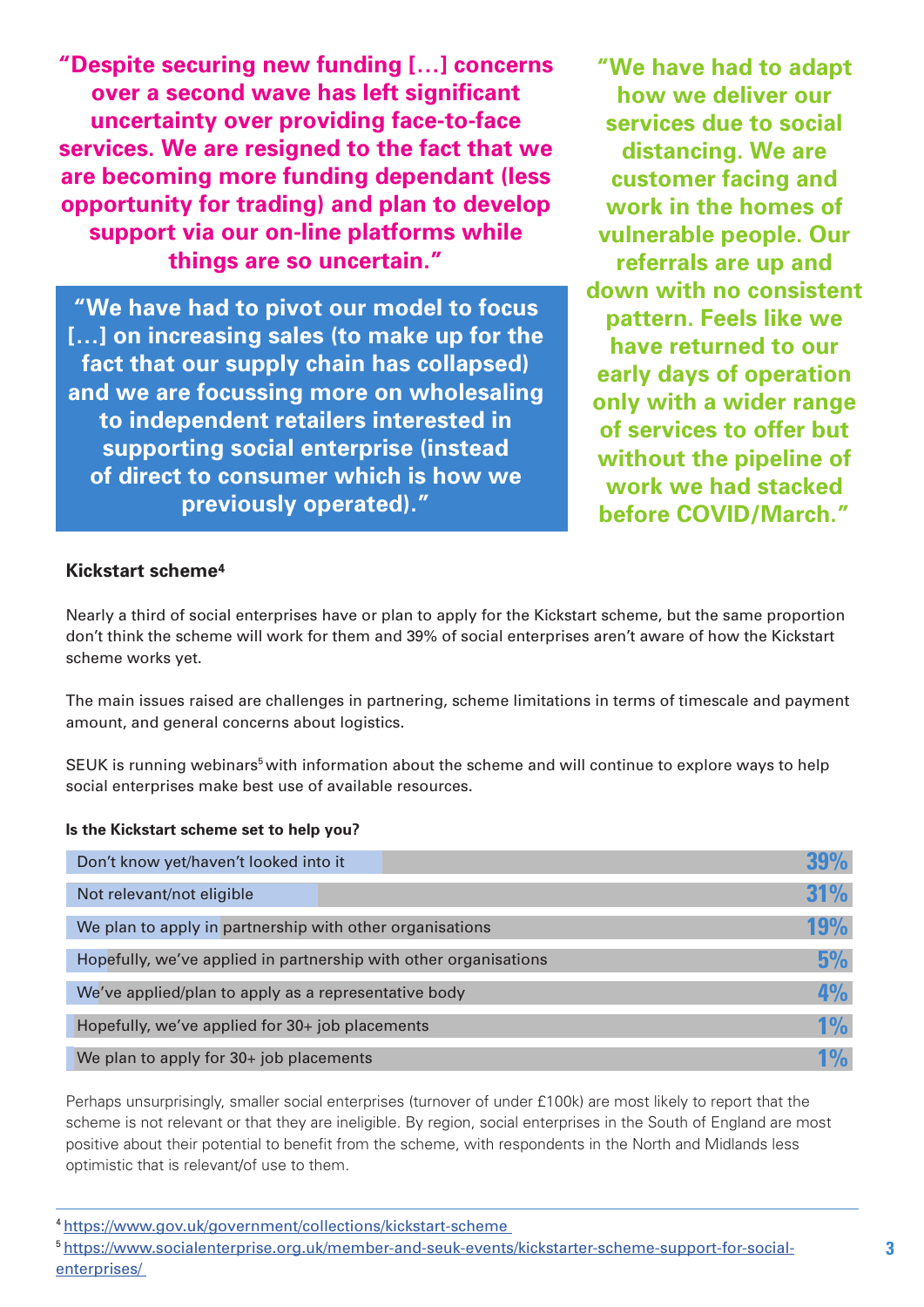**"Despite securing new funding […] concerns over a second wave has left significant uncertainty over providing face-to-face services. We are resigned to the fact that we are becoming more funding dependant (less opportunity for trading) and plan to develop support via our on-line platforms while things are so uncertain."**

**"We have had to pivot our model to focus […] on increasing sales (to make up for the fact that our supply chain has collapsed) and we are focussing more on wholesaling to independent retailers interested in supporting social enterprise (instead of direct to consumer which is how we previously operated)."**

**"We have had to adapt how we deliver our services due to social distancing. We are customer facing and work in the homes of vulnerable people. Our referrals are up and down with no consistent pattern. Feels like we have returned to our early days of operation only with a wider range of services to offer but without the pipeline of work we had stacked before COVID/March."**

### Kickstart scheme[4]

Nearly a third of social enterprises have or plan to apply for the Kickstart scheme, but the same proportion don't think the scheme will work for them and 39% of social enterprises aren't aware of how the Kickstart scheme works yet.

The main issues raised are challenges in partnering, scheme limitations in terms of timescale and payment amount, and general concerns about logistics.

SEUK is running webinars[5] with information about the scheme and will continue to explore ways to help social enterprises make best use of available resources.

**Is the Kickstart scheme set to help you?**

| Response | % |
|---|---|
| Don't know yet/haven't looked into it | 39% |
| Not relevant/not eligible | 31% |
| We plan to apply in partnership with other organisations | 19% |
| Hopefully, we've applied in partnership with other organisations | 5% |
| We've applied/plan to apply as a representative body | 4% |
| Hopefully, we've applied for 30+ job placements | 1% |
| We plan to apply for 30+ job placements | 1% |

Perhaps unsurprisingly, smaller social enterprises (turnover of under £100k) are most likely to report that the scheme is not relevant or that they are ineligible. By region, social enterprises in the South of England are most positive about their potential to benefit from the scheme, with respondents in the North and Midlands less optimistic that is relevant/of use to them.

---

[4] https://www.gov.uk/government/collections/kickstart-scheme

[5] https://www.socialenterprise.org.uk/member-and-seuk-events/kickstarter-scheme-support-for-social-enterprises/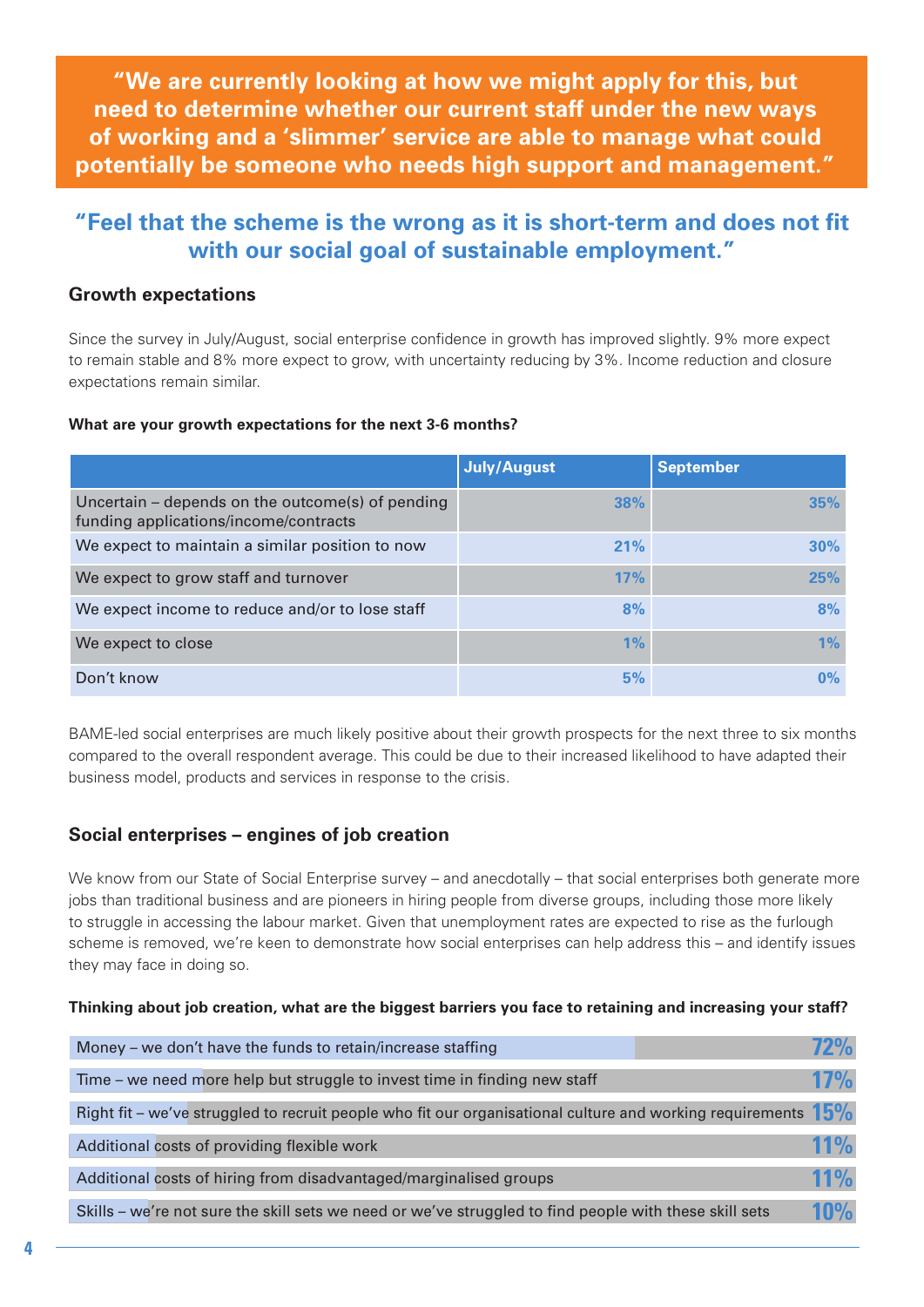**"We are currently looking at how we might apply for this, but need to determine whether our current staff under the new ways of working and a 'slimmer' service are able to manage what could potentially be someone who needs high support and management."**

**"Feel that the scheme is the wrong as it is short-term and does not fit with our social goal of sustainable employment."**

## Growth expectations

Since the survey in July/August, social enterprise confidence in growth has improved slightly. 9% more expect to remain stable and 8% more expect to grow, with uncertainty reducing by 3%. Income reduction and closure expectations remain similar.

**What are your growth expectations for the next 3-6 months?**

| | July/August | September |
|---|---|---|
| Uncertain – depends on the outcome(s) of pending funding applications/income/contracts | 38% | 35% |
| We expect to maintain a similar position to now | 21% | 30% |
| We expect to grow staff and turnover | 17% | 25% |
| We expect income to reduce and/or to lose staff | 8% | 8% |
| We expect to close | 1% | 1% |
| Don't know | 5% | 0% |

BAME-led social enterprises are much likely positive about their growth prospects for the next three to six months compared to the overall respondent average. This could be due to their increased likelihood to have adapted their business model, products and services in response to the crisis.

## Social enterprises – engines of job creation

We know from our State of Social Enterprise survey – and anecdotally – that social enterprises both generate more jobs than traditional business and are pioneers in hiring people from diverse groups, including those more likely to struggle in accessing the labour market. Given that unemployment rates are expected to rise as the furlough scheme is removed, we're keen to demonstrate how social enterprises can help address this – and identify issues they may face in doing so.

**Thinking about job creation, what are the biggest barriers you face to retaining and increasing your staff?**

| Barrier | % |
|---|---|
| Money – we don't have the funds to retain/increase staffing | 72% |
| Time – we need more help but struggle to invest time in finding new staff | 17% |
| Right fit – we've struggled to recruit people who fit our organisational culture and working requirements | 15% |
| Additional costs of providing flexible work | 11% |
| Additional costs of hiring from disadvantaged/marginalised groups | 11% |
| Skills – we're not sure the skill sets we need or we've struggled to find people with these skill sets | 10% |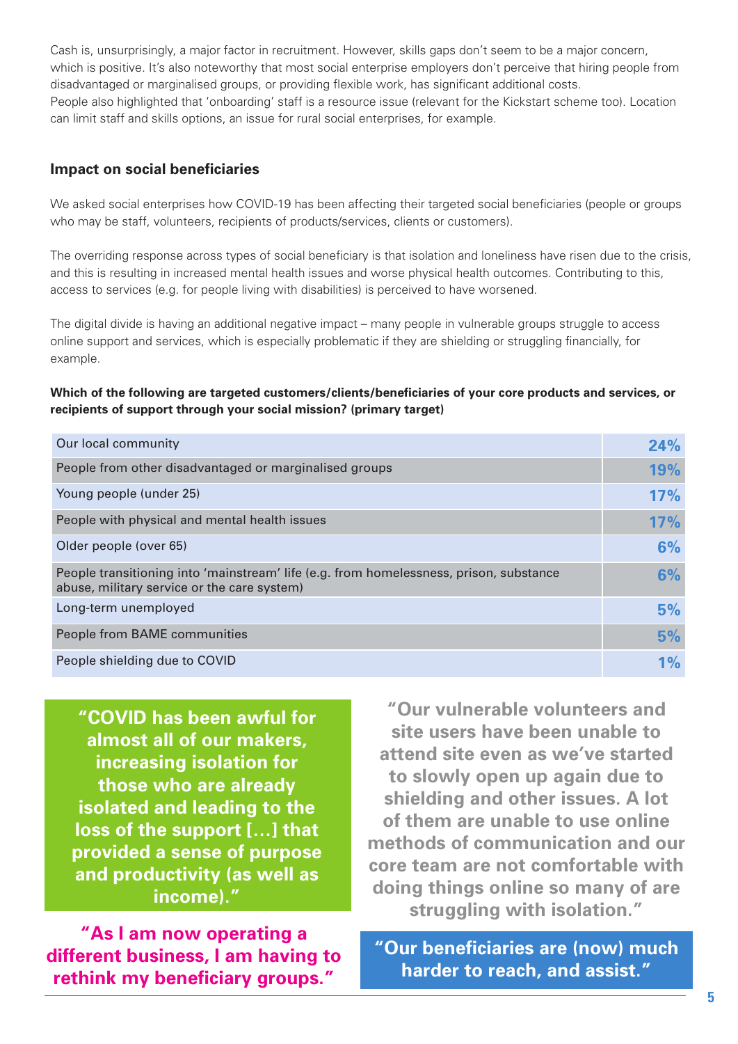Cash is, unsurprisingly, a major factor in recruitment. However, skills gaps don't seem to be a major concern, which is positive. It's also noteworthy that most social enterprise employers don't perceive that hiring people from disadvantaged or marginalised groups, or providing flexible work, has significant additional costs.
People also highlighted that 'onboarding' staff is a resource issue (relevant for the Kickstart scheme too). Location can limit staff and skills options, an issue for rural social enterprises, for example.

### Impact on social beneficiaries

We asked social enterprises how COVID-19 has been affecting their targeted social beneficiaries (people or groups who may be staff, volunteers, recipients of products/services, clients or customers).

The overriding response across types of social beneficiary is that isolation and loneliness have risen due to the crisis, and this is resulting in increased mental health issues and worse physical health outcomes. Contributing to this, access to services (e.g. for people living with disabilities) is perceived to have worsened.

The digital divide is having an additional negative impact – many people in vulnerable groups struggle to access online support and services, which is especially problematic if they are shielding or struggling financially, for example.

**Which of the following are targeted customers/clients/beneficiaries of your core products and services, or recipients of support through your social mission? (primary target)**

| | |
|---|---|
| Our local community | 24% |
| People from other disadvantaged or marginalised groups | 19% |
| Young people (under 25) | 17% |
| People with physical and mental health issues | 17% |
| Older people (over 65) | 6% |
| People transitioning into 'mainstream' life (e.g. from homelessness, prison, substance abuse, military service or the care system) | 6% |
| Long-term unemployed | 5% |
| People from BAME communities | 5% |
| People shielding due to COVID | 1% |

**"COVID has been awful for almost all of our makers, increasing isolation for those who are already isolated and leading to the loss of the support […] that provided a sense of purpose and productivity (as well as income)."**

**"As I am now operating a different business, I am having to rethink my beneficiary groups."**

**"Our vulnerable volunteers and site users have been unable to attend site even as we've started to slowly open up again due to shielding and other issues. A lot of them are unable to use online methods of communication and our core team are not comfortable with doing things online so many of are struggling with isolation."**

**"Our beneficiaries are (now) much harder to reach, and assist."**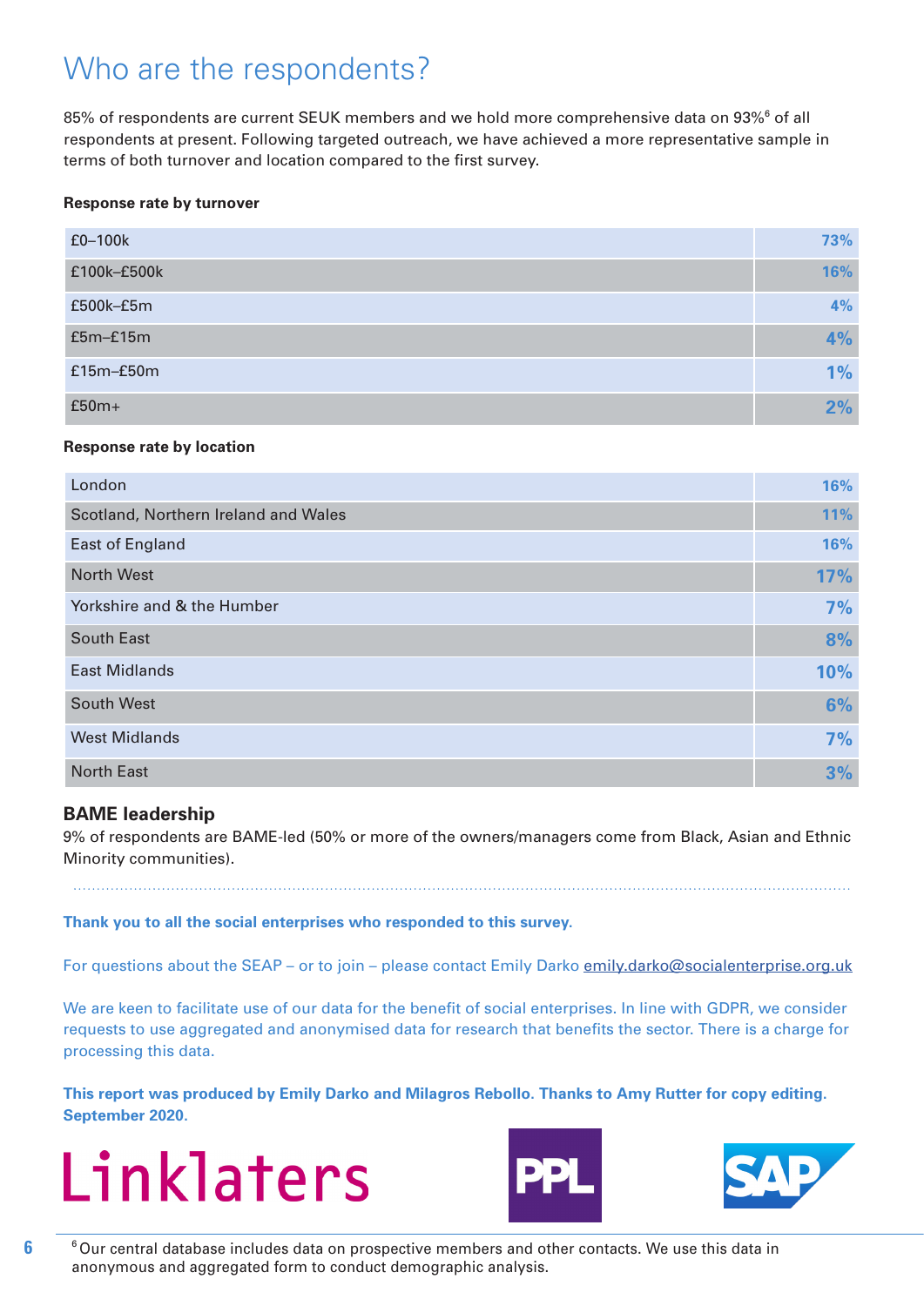# Who are the respondents?

85% of respondents are current SEUK members and we hold more comprehensive data on 93%[6] of all respondents at present. Following targeted outreach, we have achieved a more representative sample in terms of both turnover and location compared to the first survey.

**Response rate by turnover**

| | |
|---|---|
| £0–100k | 73% |
| £100k–£500k | 16% |
| £500k–£5m | 4% |
| £5m–£15m | 4% |
| £15m–£50m | 1% |
| £50m+ | 2% |

**Response rate by location**

| | |
|---|---|
| London | 16% |
| Scotland, Northern Ireland and Wales | 11% |
| East of England | 16% |
| North West | 17% |
| Yorkshire and & the Humber | 7% |
| South East | 8% |
| East Midlands | 10% |
| South West | 6% |
| West Midlands | 7% |
| North East | 3% |

## BAME leadership

9% of respondents are BAME-led (50% or more of the owners/managers come from Black, Asian and Ethnic Minority communities).

**Thank you to all the social enterprises who responded to this survey.**

For questions about the SEAP – or to join – please contact Emily Darko emily.darko@socialenterprise.org.uk

We are keen to facilitate use of our data for the benefit of social enterprises. In line with GDPR, we consider requests to use aggregated and anonymised data for research that benefits the sector. There is a charge for processing this data.

**This report was produced by Emily Darko and Milagros Rebollo. Thanks to Amy Rutter for copy editing. September 2020.**

Linklaters PPL SAP

[6] Our central database includes data on prospective members and other contacts. We use this data in anonymous and aggregated form to conduct demographic analysis.